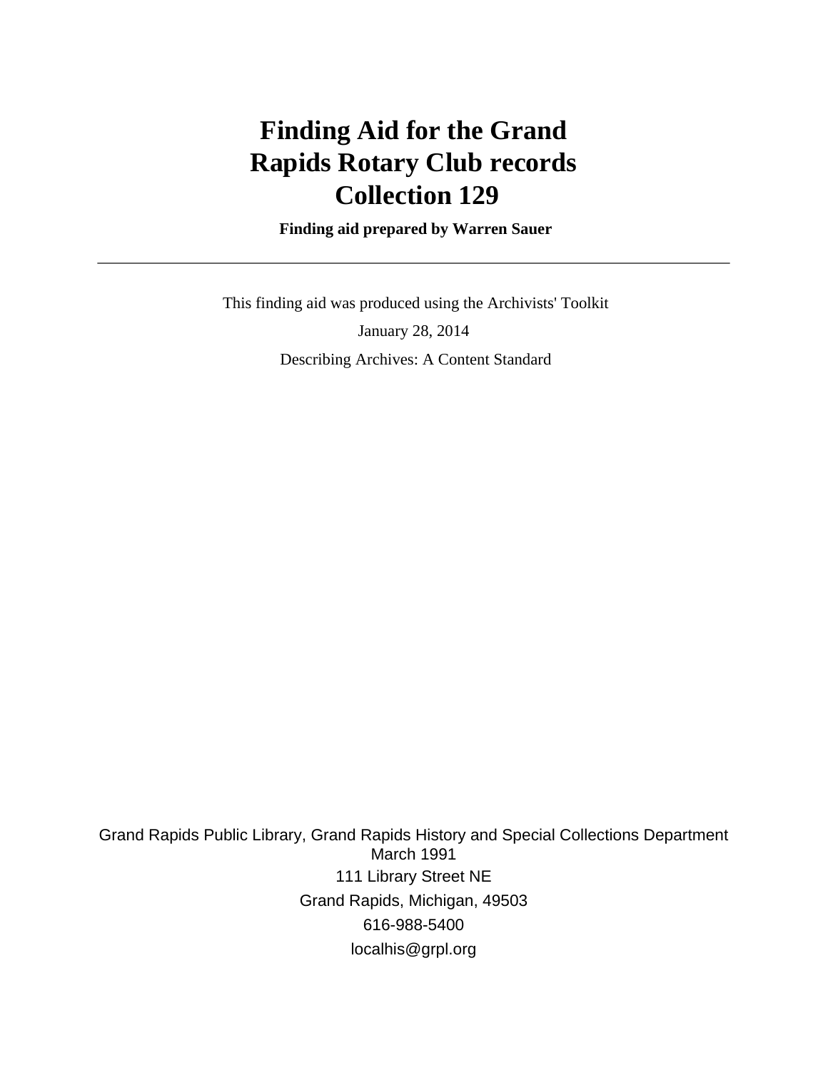# Finding Aid for the Grand Rapids Rotary Club records Collection 129

**Finding aid prepared by Warren Sauer**

---

This finding aid was produced using the Archivists' Toolkit

January 28, 2014

Describing Archives: A Content Standard

Grand Rapids Public Library, Grand Rapids History and Special Collections Department
March 1991
111 Library Street NE
Grand Rapids, Michigan, 49503
616-988-5400
localhis@grpl.org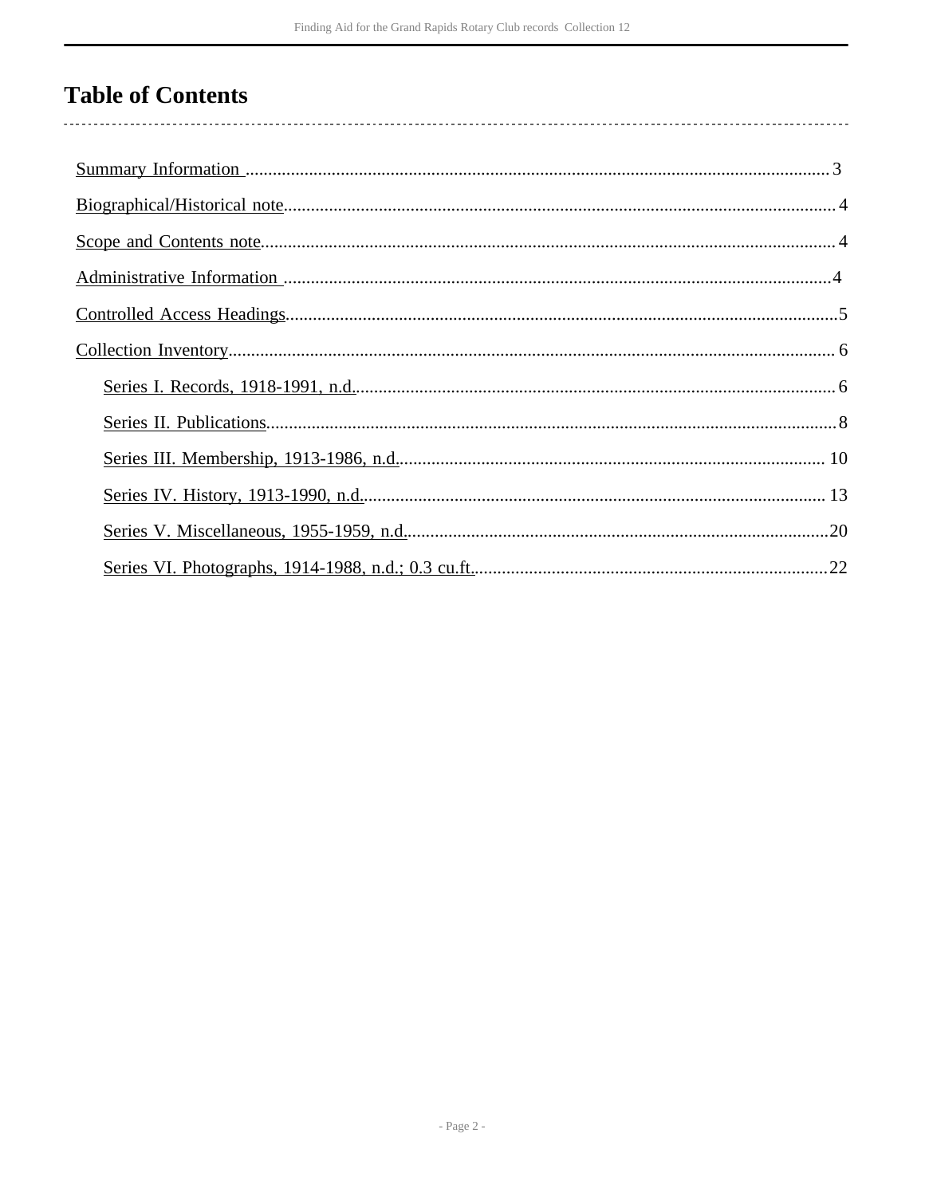# Table of Contents

- Summary Information .......... 3
- Biographical/Historical note .......... 4
- Scope and Contents note .......... 4
- Administrative Information .......... 4
- Controlled Access Headings .......... 5
- Collection Inventory .......... 6
  - Series I. Records, 1918-1991, n.d. .......... 6
  - Series II. Publications .......... 8
  - Series III. Membership, 1913-1986, n.d. .......... 10
  - Series IV. History, 1913-1990, n.d. .......... 13
  - Series V. Miscellaneous, 1955-1959, n.d. .......... 20
  - Series VI. Photographs, 1914-1988, n.d.; 0.3 cu.ft. .......... 22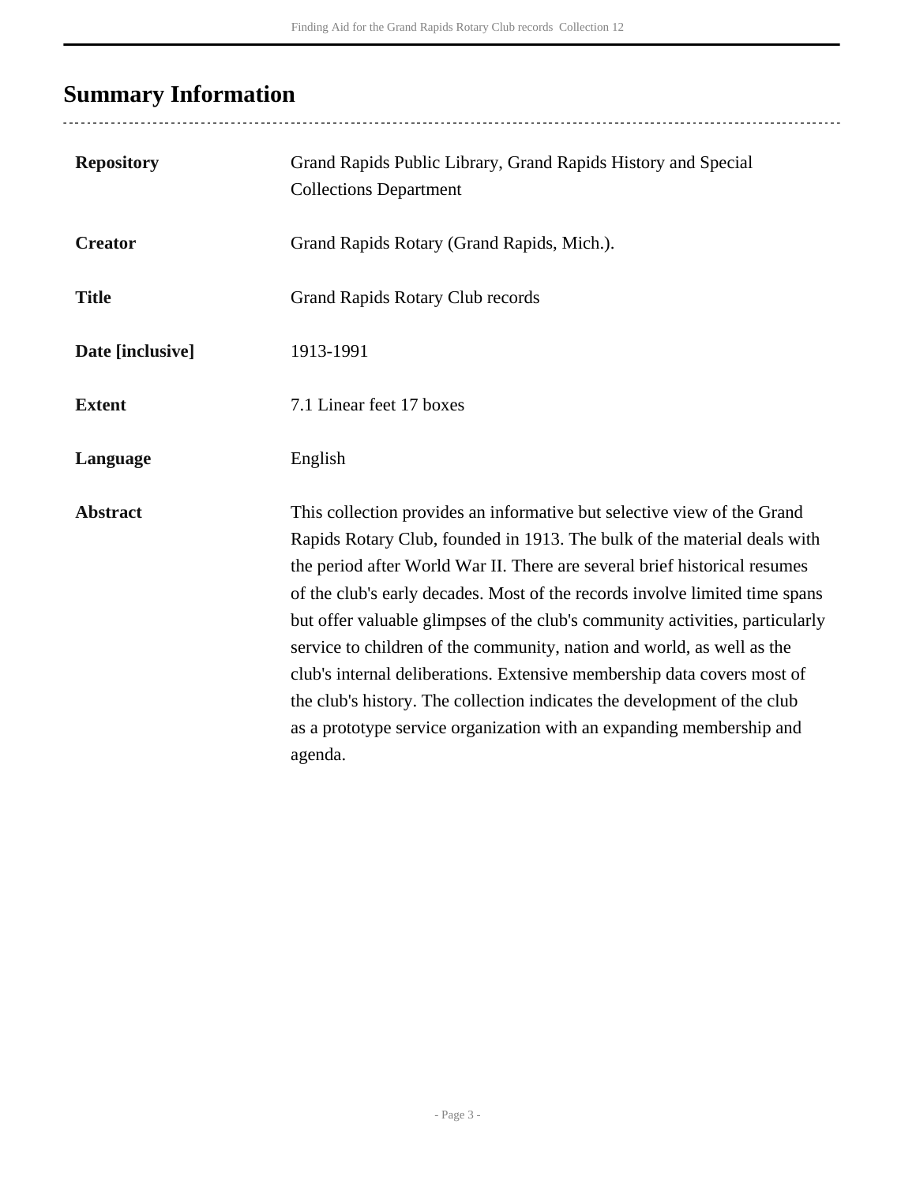## Summary Information

| | |
|---|---|
| **Repository** | Grand Rapids Public Library, Grand Rapids History and Special Collections Department |
| **Creator** | Grand Rapids Rotary (Grand Rapids, Mich.). |
| **Title** | Grand Rapids Rotary Club records |
| **Date [inclusive]** | 1913-1991 |
| **Extent** | 7.1 Linear feet 17 boxes |
| **Language** | English |
| **Abstract** | This collection provides an informative but selective view of the Grand Rapids Rotary Club, founded in 1913. The bulk of the material deals with the period after World War II. There are several brief historical resumes of the club's early decades. Most of the records involve limited time spans but offer valuable glimpses of the club's community activities, particularly service to children of the community, nation and world, as well as the club's internal deliberations. Extensive membership data covers most of the club's history. The collection indicates the development of the club as a prototype service organization with an expanding membership and agenda. |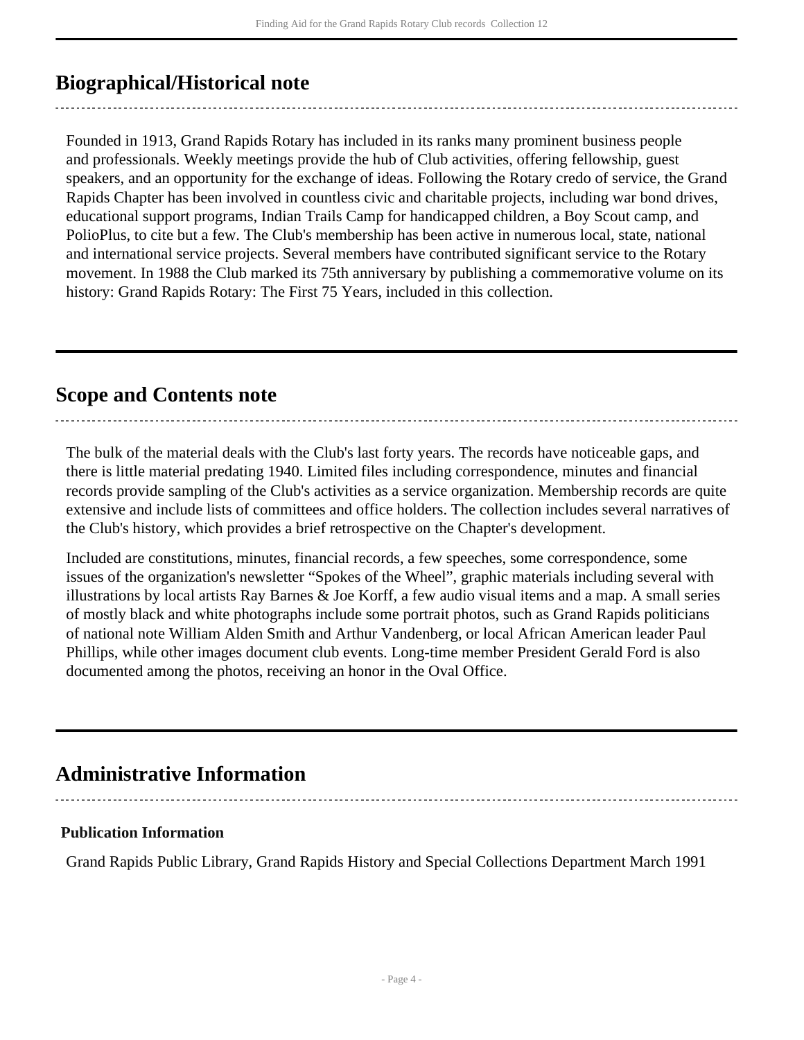## Biographical/Historical note

Founded in 1913, Grand Rapids Rotary has included in its ranks many prominent business people and professionals. Weekly meetings provide the hub of Club activities, offering fellowship, guest speakers, and an opportunity for the exchange of ideas. Following the Rotary credo of service, the Grand Rapids Chapter has been involved in countless civic and charitable projects, including war bond drives, educational support programs, Indian Trails Camp for handicapped children, a Boy Scout camp, and PolioPlus, to cite but a few. The Club's membership has been active in numerous local, state, national and international service projects. Several members have contributed significant service to the Rotary movement. In 1988 the Club marked its 75th anniversary by publishing a commemorative volume on its history: Grand Rapids Rotary: The First 75 Years, included in this collection.

## Scope and Contents note

The bulk of the material deals with the Club's last forty years. The records have noticeable gaps, and there is little material predating 1940. Limited files including correspondence, minutes and financial records provide sampling of the Club's activities as a service organization. Membership records are quite extensive and include lists of committees and office holders. The collection includes several narratives of the Club's history, which provides a brief retrospective on the Chapter's development.

Included are constitutions, minutes, financial records, a few speeches, some correspondence, some issues of the organization's newsletter "Spokes of the Wheel", graphic materials including several with illustrations by local artists Ray Barnes & Joe Korff, a few audio visual items and a map. A small series of mostly black and white photographs include some portrait photos, such as Grand Rapids politicians of national note William Alden Smith and Arthur Vandenberg, or local African American leader Paul Phillips, while other images document club events. Long-time member President Gerald Ford is also documented among the photos, receiving an honor in the Oval Office.

## Administrative Information

### Publication Information

Grand Rapids Public Library, Grand Rapids History and Special Collections Department March 1991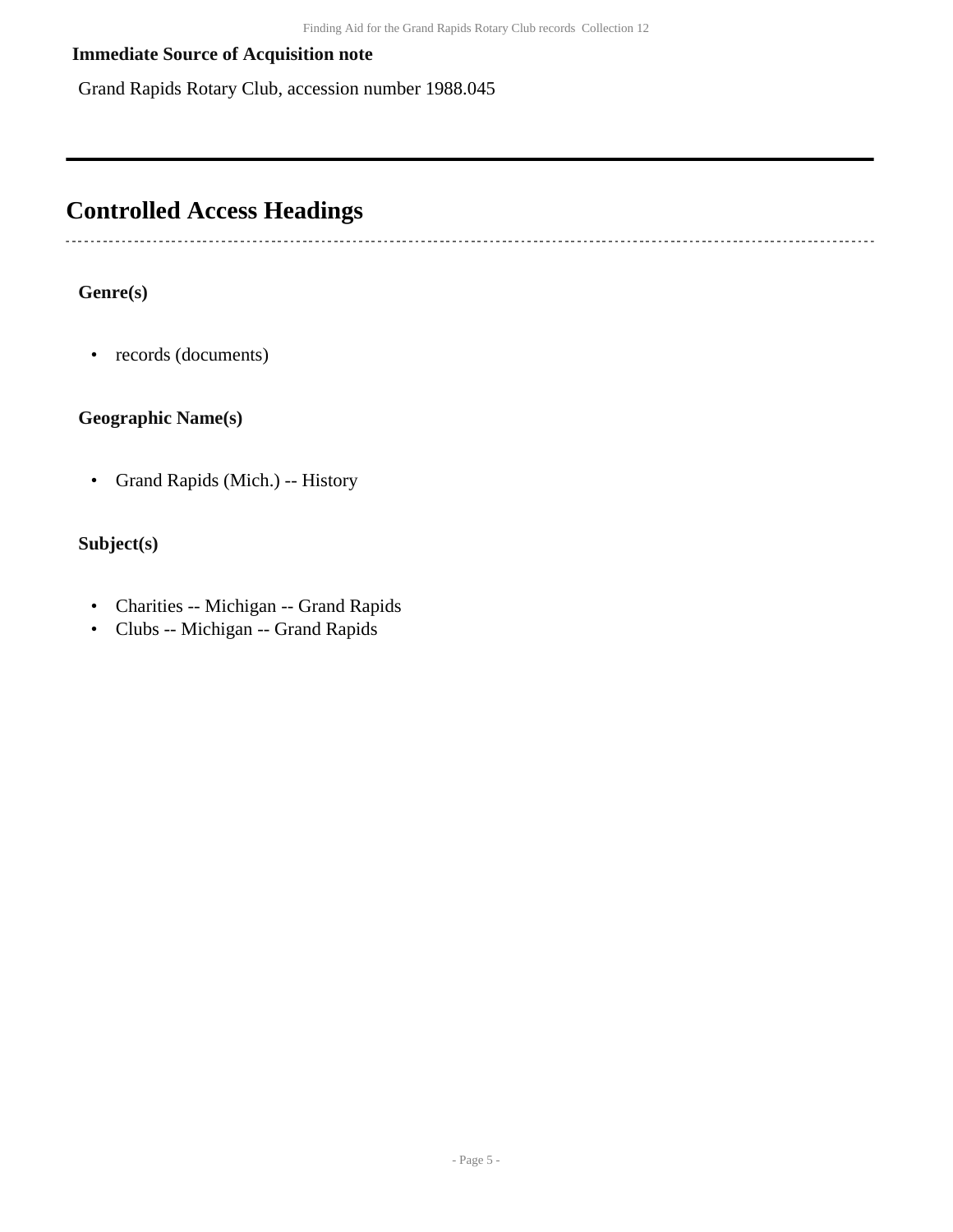**Immediate Source of Acquisition note**

Grand Rapids Rotary Club, accession number 1988.045

---

## Controlled Access Headings

### Genre(s)

- records (documents)

### Geographic Name(s)

- Grand Rapids (Mich.) -- History

### Subject(s)

- Charities -- Michigan -- Grand Rapids
- Clubs -- Michigan -- Grand Rapids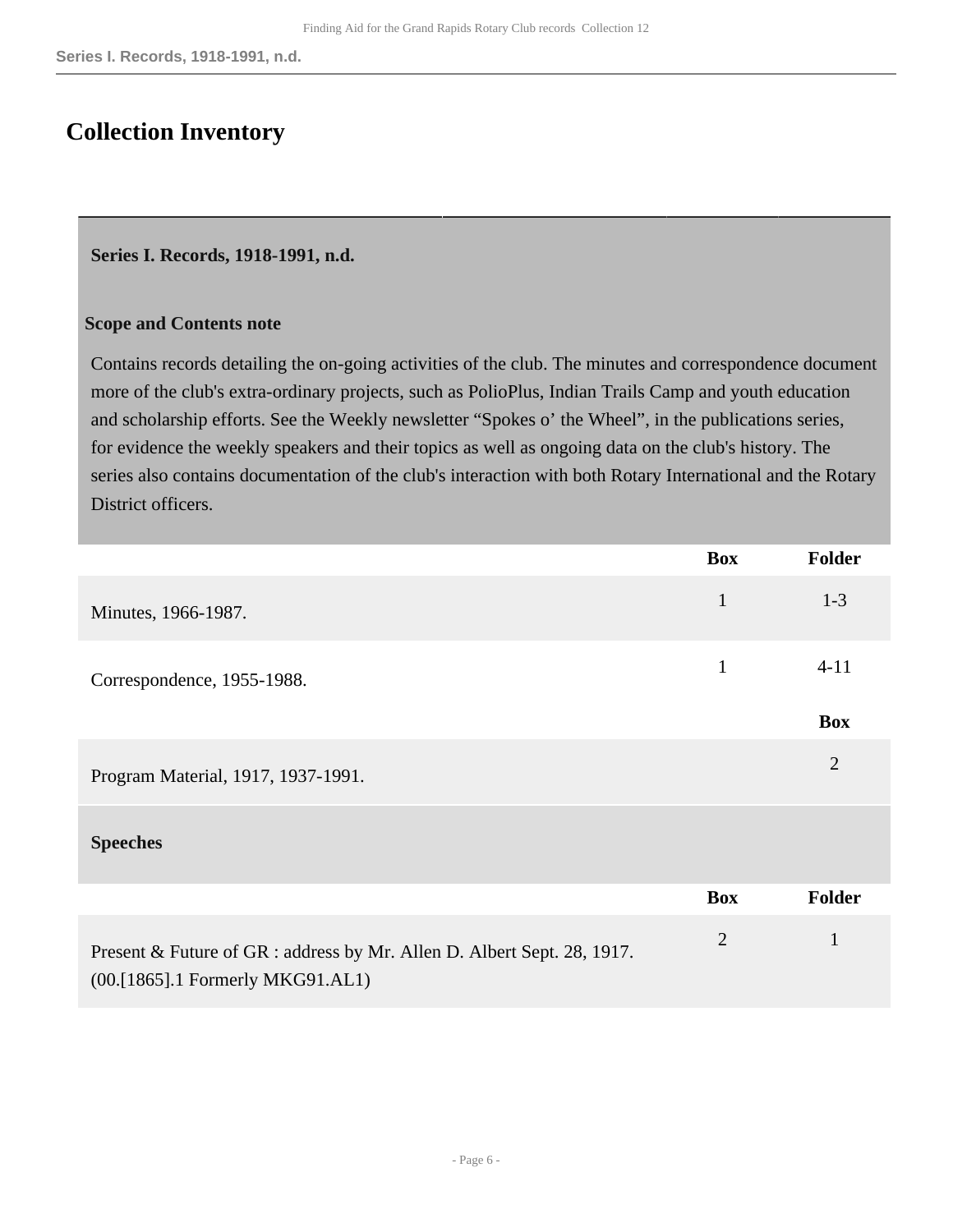## Collection Inventory

### Series I. Records, 1918-1991, n.d.

**Scope and Contents note**

Contains records detailing the on-going activities of the club. The minutes and correspondence document more of the club's extra-ordinary projects, such as PolioPlus, Indian Trails Camp and youth education and scholarship efforts. See the Weekly newsletter "Spokes o' the Wheel", in the publications series, for evidence the weekly speakers and their topics as well as ongoing data on the club's history. The series also contains documentation of the club's interaction with both Rotary International and the Rotary District officers.

| | Box | Folder |
|---|---|---|
| Minutes, 1966-1987. | 1 | 1-3 |
| Correspondence, 1955-1988. | 1 | 4-11 |

| | Box |
|---|---|
| Program Material, 1917, 1937-1991. | 2 |

**Speeches**

| | Box | Folder |
|---|---|---|
| Present & Future of GR : address by Mr. Allen D. Albert Sept. 28, 1917. (00.[1865].1 Formerly MKG91.AL1) | 2 | 1 |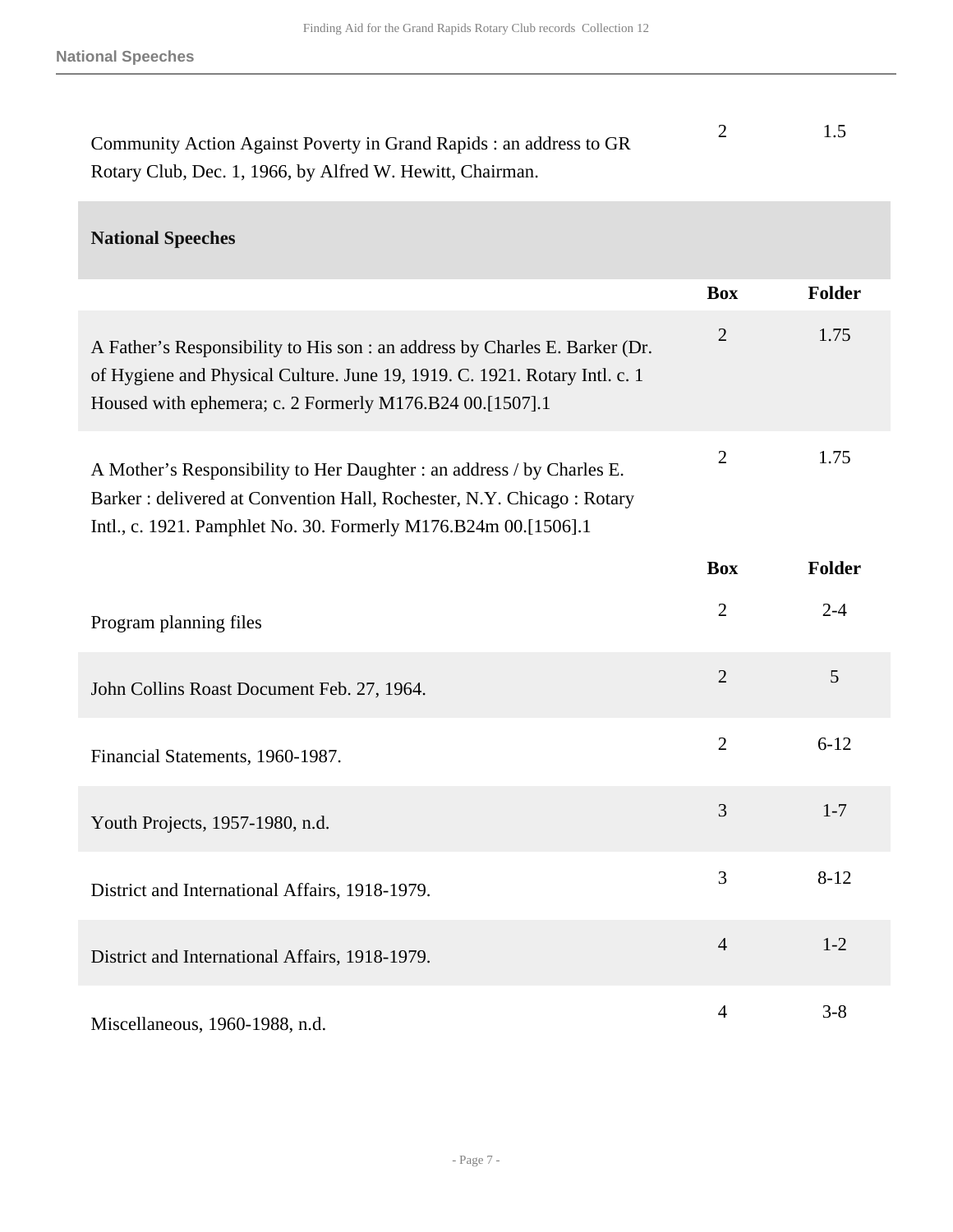| | Box | Folder |
|---|---|---|
| Community Action Against Poverty in Grand Rapids : an address to GR Rotary Club, Dec. 1, 1966, by Alfred W. Hewitt, Chairman. | 2 | 1.5 |

### National Speeches

| | Box | Folder |
|---|---|---|
| A Father's Responsibility to His son : an address by Charles E. Barker (Dr. of Hygiene and Physical Culture. June 19, 1919. C. 1921. Rotary Intl. c. 1 Housed with ephemera; c. 2 Formerly M176.B24 00.[1507].1 | 2 | 1.75 |
| A Mother's Responsibility to Her Daughter : an address / by Charles E. Barker : delivered at Convention Hall, Rochester, N.Y. Chicago : Rotary Intl., c. 1921. Pamphlet No. 30. Formerly M176.B24m 00.[1506].1 | 2 | 1.75 |

| | Box | Folder |
|---|---|---|
| Program planning files | 2 | 2-4 |
| John Collins Roast Document Feb. 27, 1964. | 2 | 5 |
| Financial Statements, 1960-1987. | 2 | 6-12 |
| Youth Projects, 1957-1980, n.d. | 3 | 1-7 |
| District and International Affairs, 1918-1979. | 3 | 8-12 |
| District and International Affairs, 1918-1979. | 4 | 1-2 |
| Miscellaneous, 1960-1988, n.d. | 4 | 3-8 |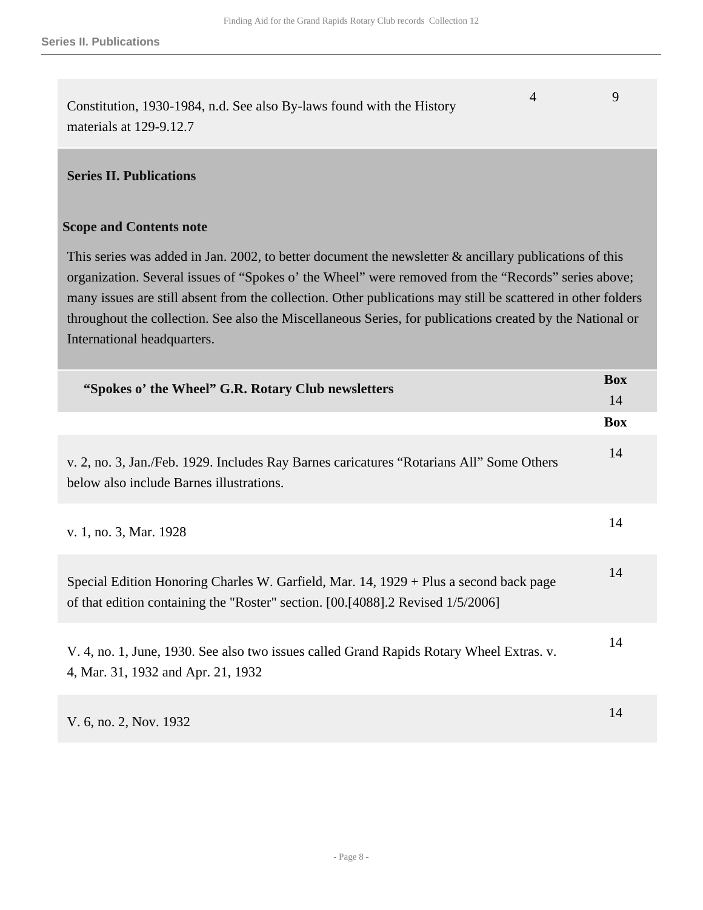| | | |
|---|---|---|
| Constitution, 1930-1984, n.d. See also By-laws found with the History materials at 129-9.12.7 | 4 | 9 |

## Series II. Publications

### Scope and Contents note

This series was added in Jan. 2002, to better document the newsletter & ancillary publications of this organization. Several issues of “Spokes o’ the Wheel” were removed from the “Records” series above; many issues are still absent from the collection. Other publications may still be scattered in other folders throughout the collection. See also the Miscellaneous Series, for publications created by the National or International headquarters.

| **“Spokes o’ the Wheel” G.R. Rotary Club newsletters** | **Box** 14 |
|---|---|
| | **Box** |
| v. 2, no. 3, Jan./Feb. 1929. Includes Ray Barnes caricatures “Rotarians All” Some Others below also include Barnes illustrations. | 14 |
| v. 1, no. 3, Mar. 1928 | 14 |
| Special Edition Honoring Charles W. Garfield, Mar. 14, 1929 + Plus a second back page of that edition containing the "Roster" section. [00.[4088].2 Revised 1/5/2006] | 14 |
| V. 4, no. 1, June, 1930. See also two issues called Grand Rapids Rotary Wheel Extras. v. 4, Mar. 31, 1932 and Apr. 21, 1932 | 14 |
| V. 6, no. 2, Nov. 1932 | 14 |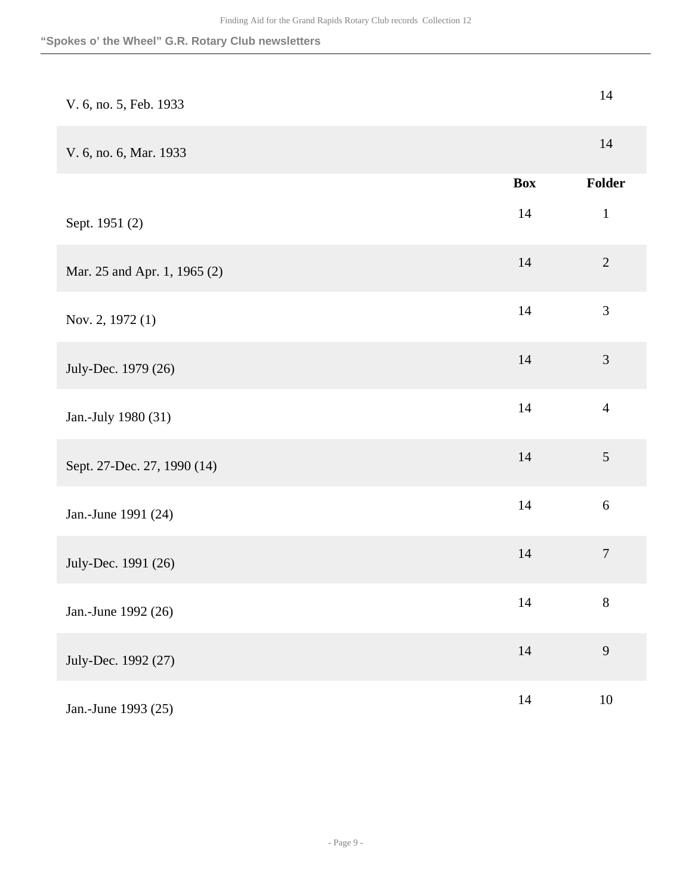| | | |
|---|---|---|
| V. 6, no. 5, Feb. 1933 | | 14 |
| V. 6, no. 6, Mar. 1933 | | 14 |

| | Box | Folder |
|---|---|---|
| Sept. 1951 (2) | 14 | 1 |
| Mar. 25 and Apr. 1, 1965 (2) | 14 | 2 |
| Nov. 2, 1972 (1) | 14 | 3 |
| July-Dec. 1979 (26) | 14 | 3 |
| Jan.-July 1980 (31) | 14 | 4 |
| Sept. 27-Dec. 27, 1990 (14) | 14 | 5 |
| Jan.-June 1991 (24) | 14 | 6 |
| July-Dec. 1991 (26) | 14 | 7 |
| Jan.-June 1992 (26) | 14 | 8 |
| July-Dec. 1992 (27) | 14 | 9 |
| Jan.-June 1993 (25) | 14 | 10 |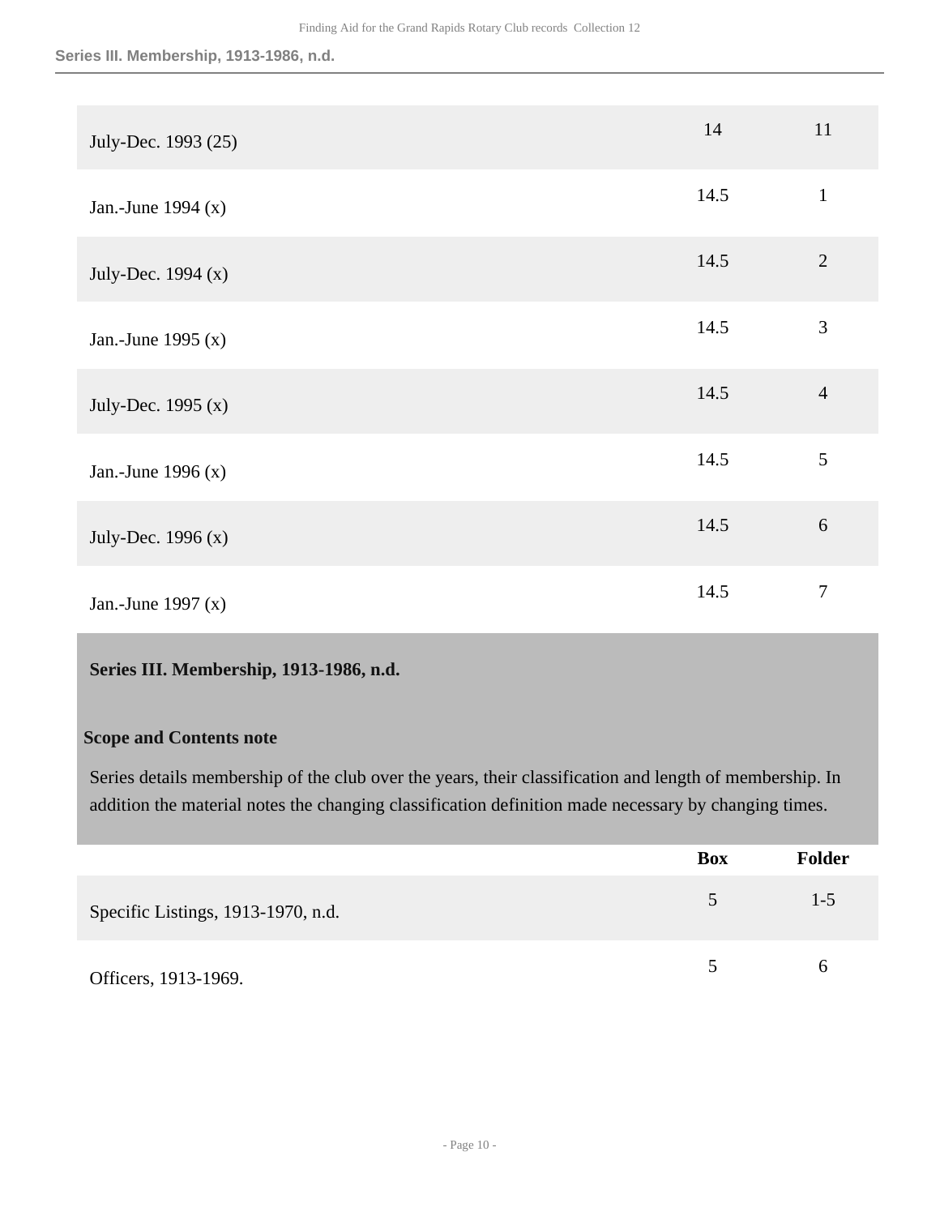| | | |
|---|---|---|
| July-Dec. 1993 (25) | 14 | 11 |
| Jan.-June 1994 (x) | 14.5 | 1 |
| July-Dec. 1994 (x) | 14.5 | 2 |
| Jan.-June 1995 (x) | 14.5 | 3 |
| July-Dec. 1995 (x) | 14.5 | 4 |
| Jan.-June 1996 (x) | 14.5 | 5 |
| July-Dec. 1996 (x) | 14.5 | 6 |
| Jan.-June 1997 (x) | 14.5 | 7 |

## Series III. Membership, 1913-1986, n.d.

### Scope and Contents note

Series details membership of the club over the years, their classification and length of membership. In addition the material notes the changing classification definition made necessary by changing times.

| | Box | Folder |
|---|---|---|
| Specific Listings, 1913-1970, n.d. | 5 | 1-5 |
| Officers, 1913-1969. | 5 | 6 |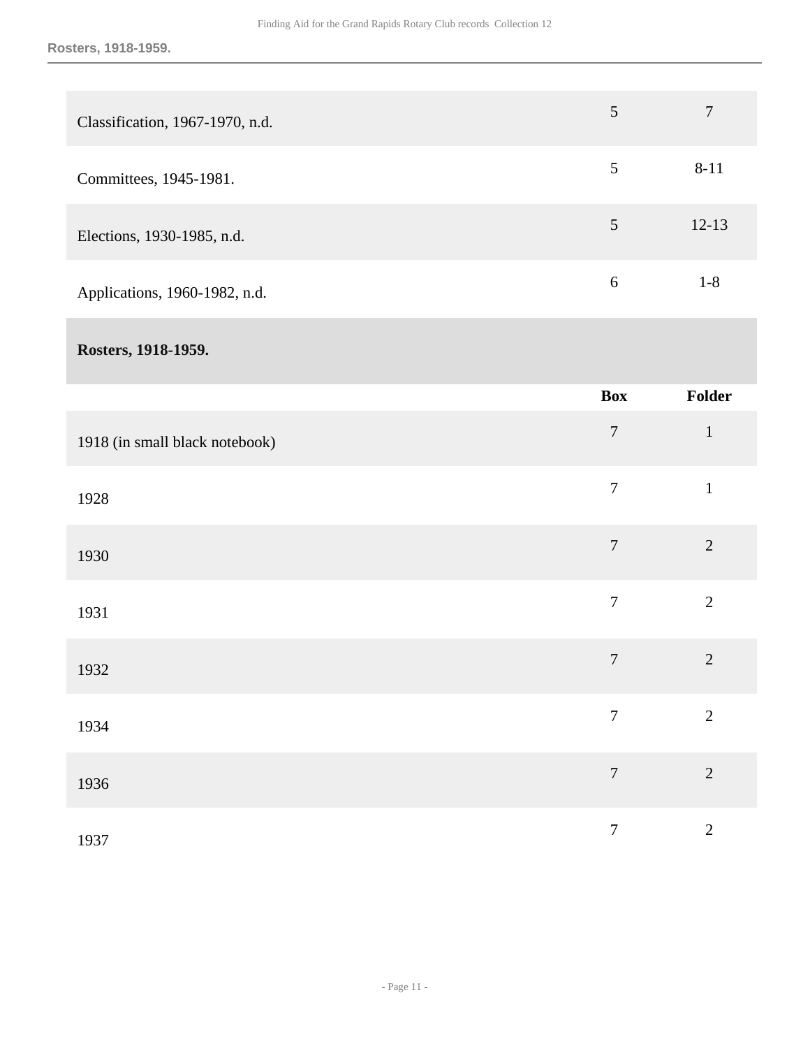| | Box | Folder |
|---|---|---|
| Classification, 1967-1970, n.d. | 5 | 7 |
| Committees, 1945-1981. | 5 | 8-11 |
| Elections, 1930-1985, n.d. | 5 | 12-13 |
| Applications, 1960-1982, n.d. | 6 | 1-8 |

### Rosters, 1918-1959.

| | Box | Folder |
|---|---|---|
| 1918 (in small black notebook) | 7 | 1 |
| 1928 | 7 | 1 |
| 1930 | 7 | 2 |
| 1931 | 7 | 2 |
| 1932 | 7 | 2 |
| 1934 | 7 | 2 |
| 1936 | 7 | 2 |
| 1937 | 7 | 2 |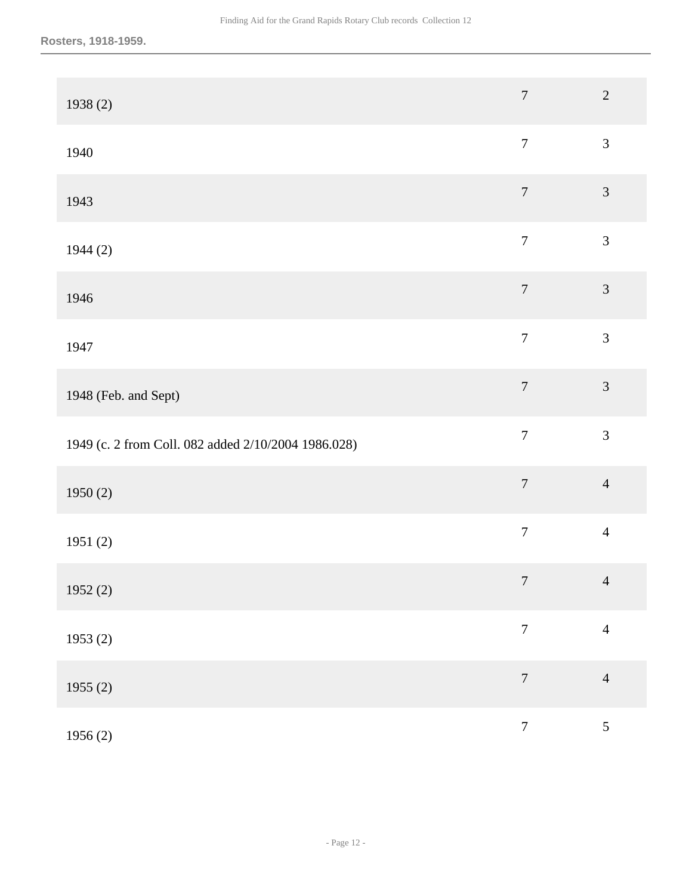**Rosters, 1918-1959.**

| | | |
|---|---|---|
| 1938 (2) | 7 | 2 |
| 1940 | 7 | 3 |
| 1943 | 7 | 3 |
| 1944 (2) | 7 | 3 |
| 1946 | 7 | 3 |
| 1947 | 7 | 3 |
| 1948 (Feb. and Sept) | 7 | 3 |
| 1949 (c. 2 from Coll. 082 added 2/10/2004 1986.028) | 7 | 3 |
| 1950 (2) | 7 | 4 |
| 1951 (2) | 7 | 4 |
| 1952 (2) | 7 | 4 |
| 1953 (2) | 7 | 4 |
| 1955 (2) | 7 | 4 |
| 1956 (2) | 7 | 5 |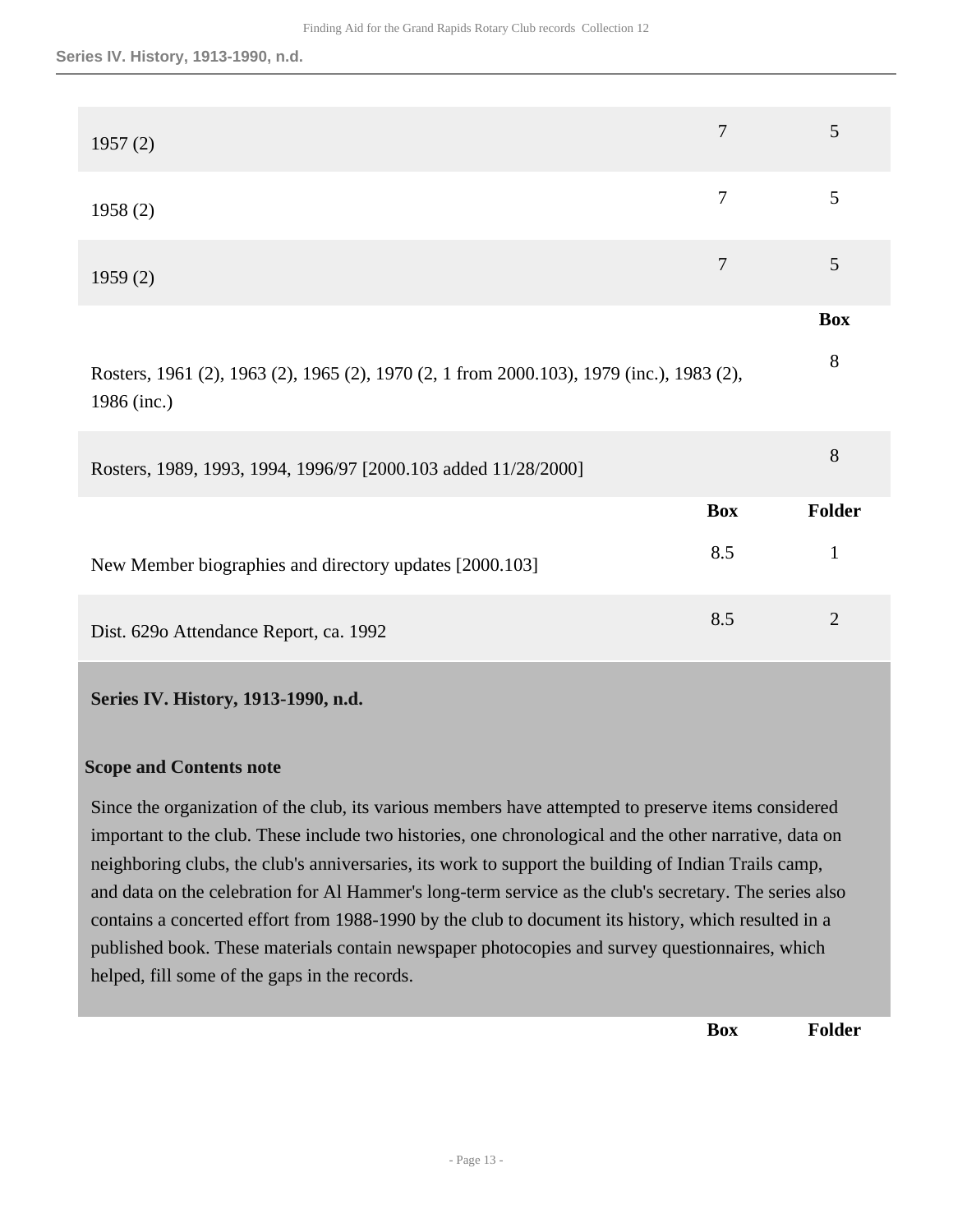| | Box | Folder |
|---|---|---|
| 1957 (2) | 7 | 5 |
| 1958 (2) | 7 | 5 |
| 1959 (2) | 7 | 5 |

| | Box |
|---|---|
| Rosters, 1961 (2), 1963 (2), 1965 (2), 1970 (2, 1 from 2000.103), 1979 (inc.), 1983 (2), 1986 (inc.) | 8 |
| Rosters, 1989, 1993, 1994, 1996/97 [2000.103 added 11/28/2000] | 8 |

| | Box | Folder |
|---|---|---|
| New Member biographies and directory updates [2000.103] | 8.5 | 1 |
| Dist. 629o Attendance Report, ca. 1992 | 8.5 | 2 |

## Series IV. History, 1913-1990, n.d.

### Scope and Contents note

Since the organization of the club, its various members have attempted to preserve items considered important to the club. These include two histories, one chronological and the other narrative, data on neighboring clubs, the club's anniversaries, its work to support the building of Indian Trails camp, and data on the celebration for Al Hammer's long-term service as the club's secretary. The series also contains a concerted effort from 1988-1990 by the club to document its history, which resulted in a published book. These materials contain newspaper photocopies and survey questionnaires, which helped, fill some of the gaps in the records.

| | Box | Folder |
|---|---|---|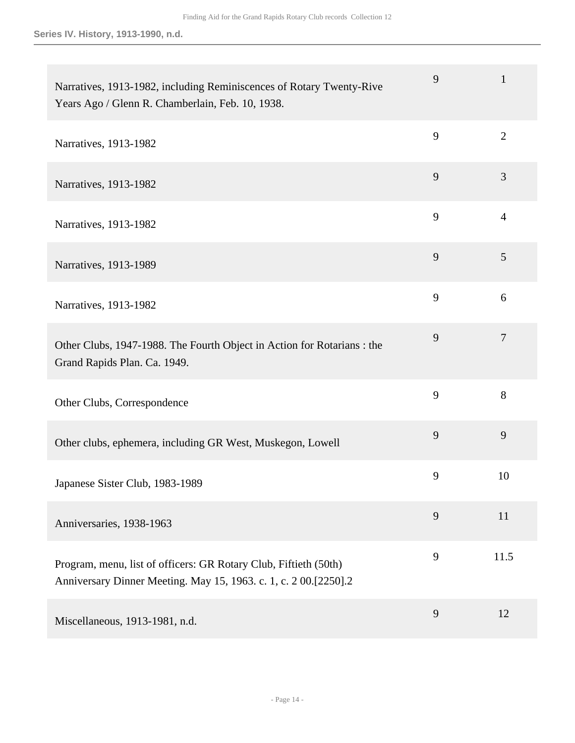**Series IV. History, 1913-1990, n.d.**

| Title | Box | Folder |
|---|---|---|
| Narratives, 1913-1982, including Reminiscences of Rotary Twenty-Rive Years Ago / Glenn R. Chamberlain, Feb. 10, 1938. | 9 | 1 |
| Narratives, 1913-1982 | 9 | 2 |
| Narratives, 1913-1982 | 9 | 3 |
| Narratives, 1913-1982 | 9 | 4 |
| Narratives, 1913-1989 | 9 | 5 |
| Narratives, 1913-1982 | 9 | 6 |
| Other Clubs, 1947-1988. The Fourth Object in Action for Rotarians : the Grand Rapids Plan. Ca. 1949. | 9 | 7 |
| Other Clubs, Correspondence | 9 | 8 |
| Other clubs, ephemera, including GR West, Muskegon, Lowell | 9 | 9 |
| Japanese Sister Club, 1983-1989 | 9 | 10 |
| Anniversaries, 1938-1963 | 9 | 11 |
| Program, menu, list of officers: GR Rotary Club, Fiftieth (50th) Anniversary Dinner Meeting. May 15, 1963. c. 1, c. 2 00.[2250].2 | 9 | 11.5 |
| Miscellaneous, 1913-1981, n.d. | 9 | 12 |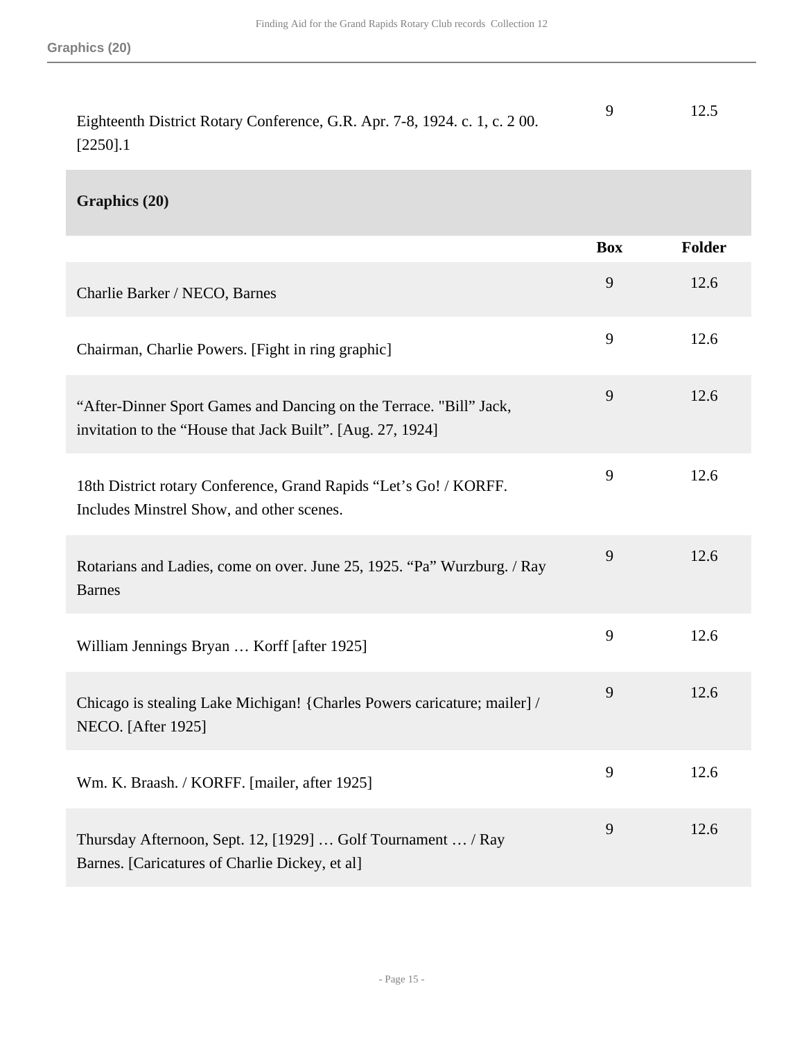| | Box | Folder |
|---|---|---|
| Eighteenth District Rotary Conference, G.R. Apr. 7-8, 1924. c. 1, c. 2 00. [2250].1 | 9 | 12.5 |

## Graphics (20)

| | Box | Folder |
|---|---|---|
| Charlie Barker / NECO, Barnes | 9 | 12.6 |
| Chairman, Charlie Powers. [Fight in ring graphic] | 9 | 12.6 |
| “After-Dinner Sport Games and Dancing on the Terrace. "Bill” Jack, invitation to the “House that Jack Built”. [Aug. 27, 1924] | 9 | 12.6 |
| 18th District rotary Conference, Grand Rapids “Let’s Go! / KORFF. Includes Minstrel Show, and other scenes. | 9 | 12.6 |
| Rotarians and Ladies, come on over. June 25, 1925. “Pa” Wurzburg. / Ray Barnes | 9 | 12.6 |
| William Jennings Bryan … Korff [after 1925] | 9 | 12.6 |
| Chicago is stealing Lake Michigan! {Charles Powers caricature; mailer] / NECO. [After 1925] | 9 | 12.6 |
| Wm. K. Braash. / KORFF. [mailer, after 1925] | 9 | 12.6 |
| Thursday Afternoon, Sept. 12, [1929] … Golf Tournament … / Ray Barnes. [Caricatures of Charlie Dickey, et al] | 9 | 12.6 |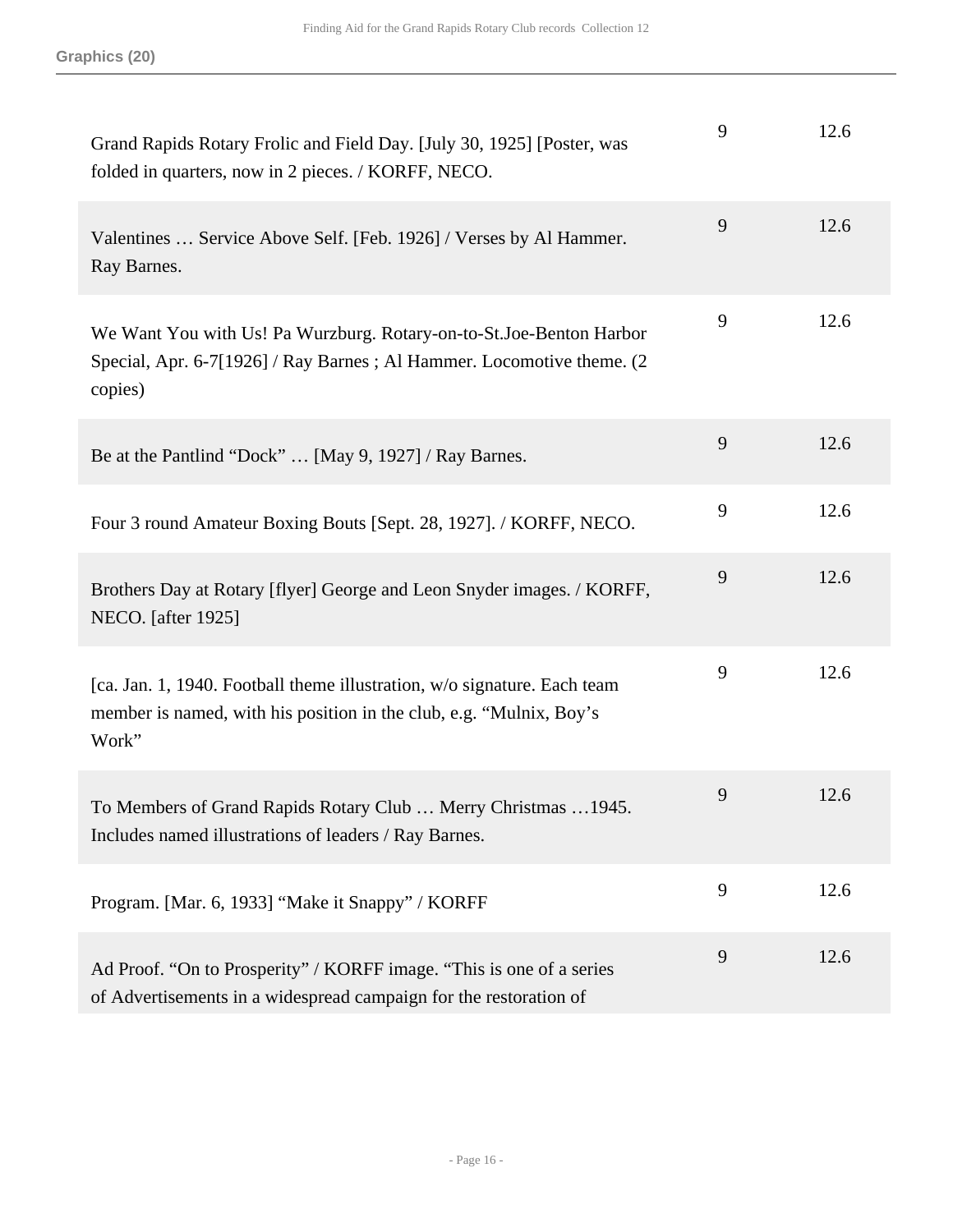**Graphics (20)**

| | | |
|---|---|---|
| Grand Rapids Rotary Frolic and Field Day. [July 30, 1925] [Poster, was folded in quarters, now in 2 pieces. / KORFF, NECO. | 9 | 12.6 |
| Valentines … Service Above Self. [Feb. 1926] / Verses by Al Hammer. Ray Barnes. | 9 | 12.6 |
| We Want You with Us! Pa Wurzburg. Rotary-on-to-St.Joe-Benton Harbor Special, Apr. 6-7[1926] / Ray Barnes ; Al Hammer. Locomotive theme. (2 copies) | 9 | 12.6 |
| Be at the Pantlind “Dock” … [May 9, 1927] / Ray Barnes. | 9 | 12.6 |
| Four 3 round Amateur Boxing Bouts [Sept. 28, 1927]. / KORFF, NECO. | 9 | 12.6 |
| Brothers Day at Rotary [flyer] George and Leon Snyder images. / KORFF, NECO. [after 1925] | 9 | 12.6 |
| [ca. Jan. 1, 1940. Football theme illustration, w/o signature. Each team member is named, with his position in the club, e.g. “Mulnix, Boy’s Work” | 9 | 12.6 |
| To Members of Grand Rapids Rotary Club … Merry Christmas …1945. Includes named illustrations of leaders / Ray Barnes. | 9 | 12.6 |
| Program. [Mar. 6, 1933] “Make it Snappy” / KORFF | 9 | 12.6 |
| Ad Proof. “On to Prosperity” / KORFF image. “This is one of a series of Advertisements in a widespread campaign for the restoration of | 9 | 12.6 |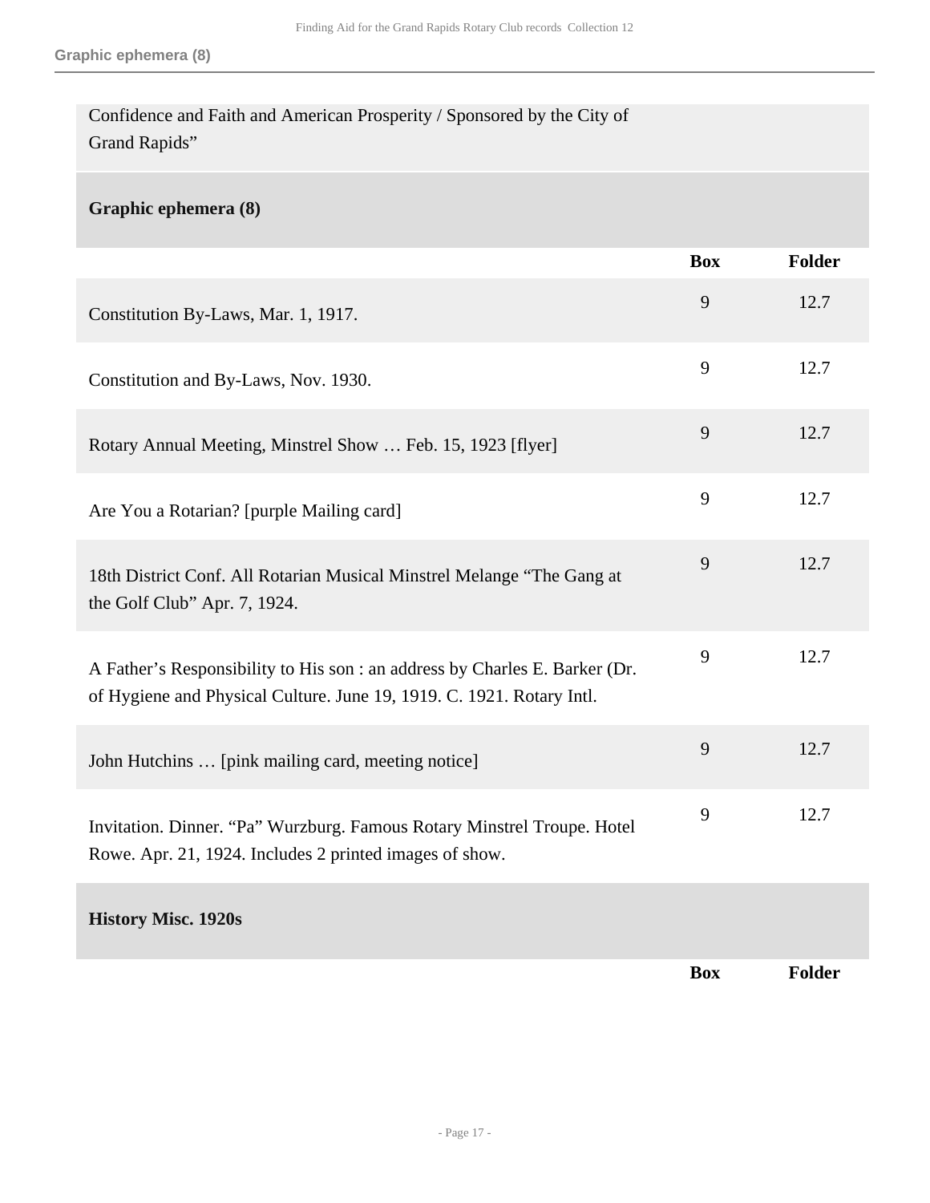Confidence and Faith and American Prosperity / Sponsored by the City of Grand Rapids"

## Graphic ephemera (8)

| | Box | Folder |
|---|---|---|
| Constitution By-Laws, Mar. 1, 1917. | 9 | 12.7 |
| Constitution and By-Laws, Nov. 1930. | 9 | 12.7 |
| Rotary Annual Meeting, Minstrel Show … Feb. 15, 1923 [flyer] | 9 | 12.7 |
| Are You a Rotarian? [purple Mailing card] | 9 | 12.7 |
| 18th District Conf. All Rotarian Musical Minstrel Melange "The Gang at the Golf Club" Apr. 7, 1924. | 9 | 12.7 |
| A Father's Responsibility to His son : an address by Charles E. Barker (Dr. of Hygiene and Physical Culture. June 19, 1919. C. 1921. Rotary Intl. | 9 | 12.7 |
| John Hutchins … [pink mailing card, meeting notice] | 9 | 12.7 |
| Invitation. Dinner. "Pa" Wurzburg. Famous Rotary Minstrel Troupe. Hotel Rowe. Apr. 21, 1924. Includes 2 printed images of show. | 9 | 12.7 |

## History Misc. 1920s

| | Box | Folder |
|---|---|---|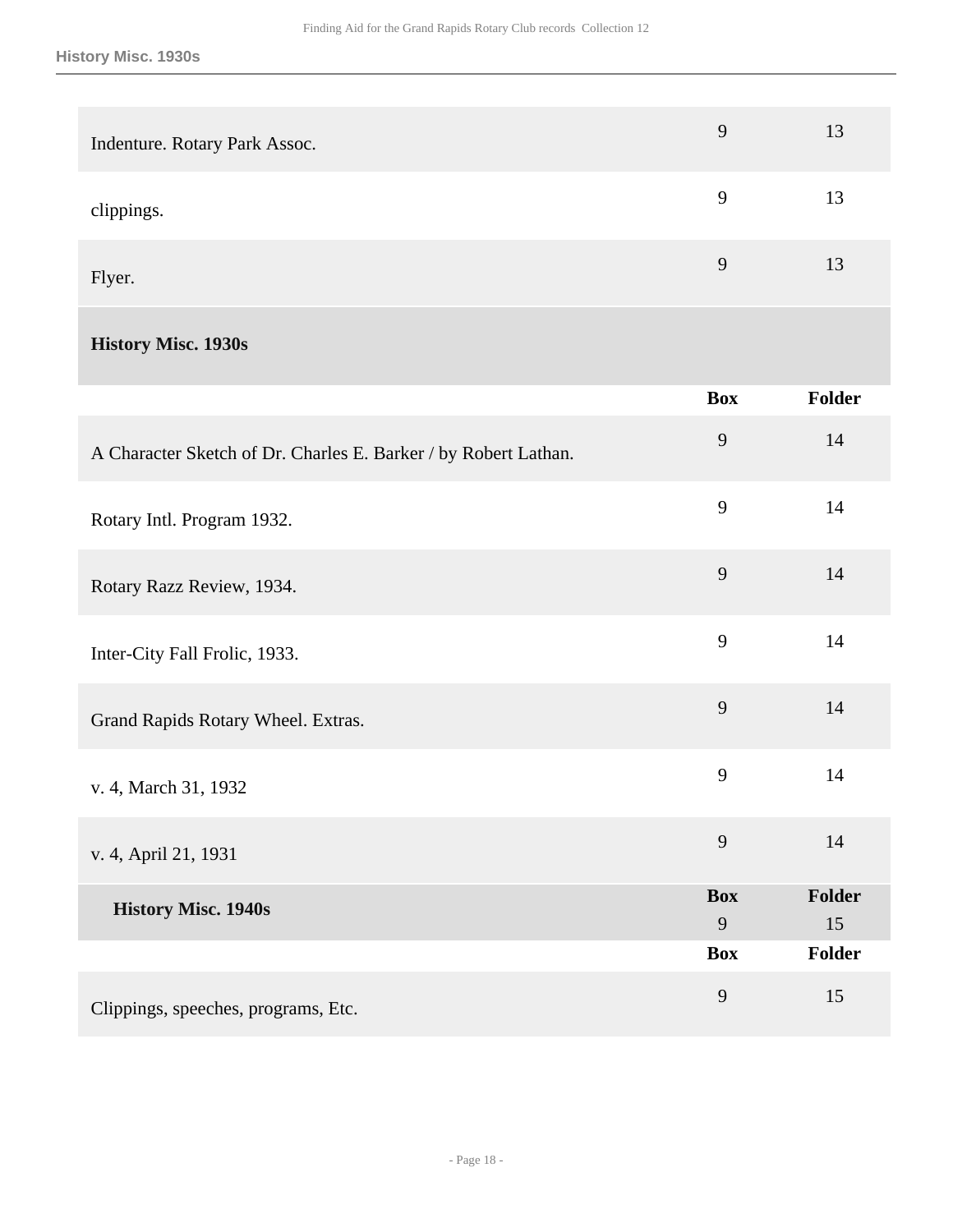| | | |
|---|---|---|
| Indenture. Rotary Park Assoc. | 9 | 13 |
| clippings. | 9 | 13 |
| Flyer. | 9 | 13 |

### History Misc. 1930s

| | Box | Folder |
|---|---|---|
| A Character Sketch of Dr. Charles E. Barker / by Robert Lathan. | 9 | 14 |
| Rotary Intl. Program 1932. | 9 | 14 |
| Rotary Razz Review, 1934. | 9 | 14 |
| Inter-City Fall Frolic, 1933. | 9 | 14 |
| Grand Rapids Rotary Wheel. Extras. | 9 | 14 |
| v. 4, March 31, 1932 | 9 | 14 |
| v. 4, April 21, 1931 | 9 | 14 |

### History Misc. 1940s

| | Box | Folder |
|---|---|---|
| History Misc. 1940s | 9 | 15 |

| | Box | Folder |
|---|---|---|
| Clippings, speeches, programs, Etc. | 9 | 15 |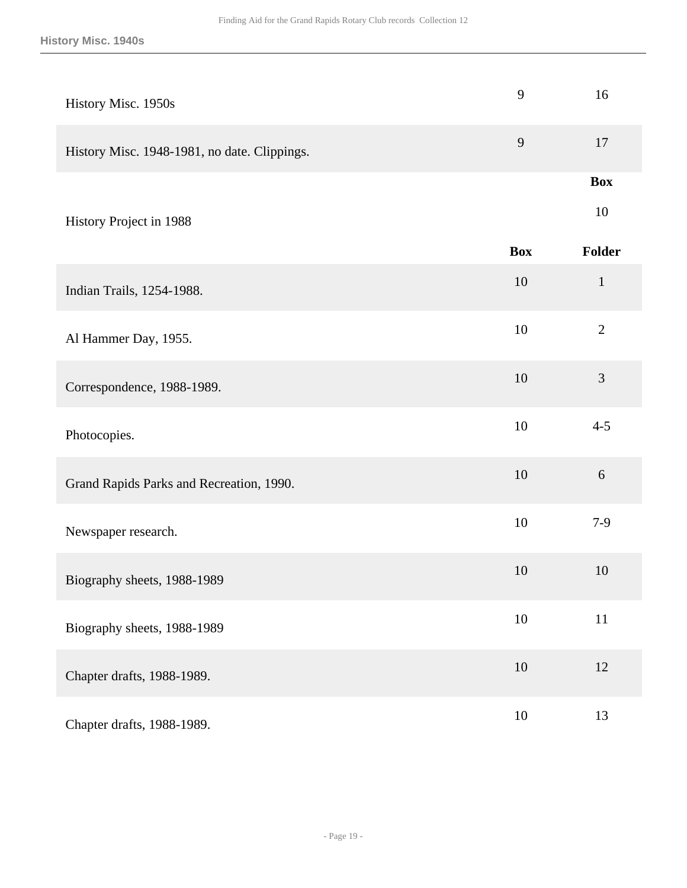| | | |
|---|---|---|
| History Misc. 1950s | 9 | 16 |
| History Misc. 1948-1981, no date. Clippings. | 9 | 17 |

| | Box |
|---|---|
| History Project in 1988 | 10 |

| | Box | Folder |
|---|---|---|
| Indian Trails, 1254-1988. | 10 | 1 |
| Al Hammer Day, 1955. | 10 | 2 |
| Correspondence, 1988-1989. | 10 | 3 |
| Photocopies. | 10 | 4-5 |
| Grand Rapids Parks and Recreation, 1990. | 10 | 6 |
| Newspaper research. | 10 | 7-9 |
| Biography sheets, 1988-1989 | 10 | 10 |
| Biography sheets, 1988-1989 | 10 | 11 |
| Chapter drafts, 1988-1989. | 10 | 12 |
| Chapter drafts, 1988-1989. | 10 | 13 |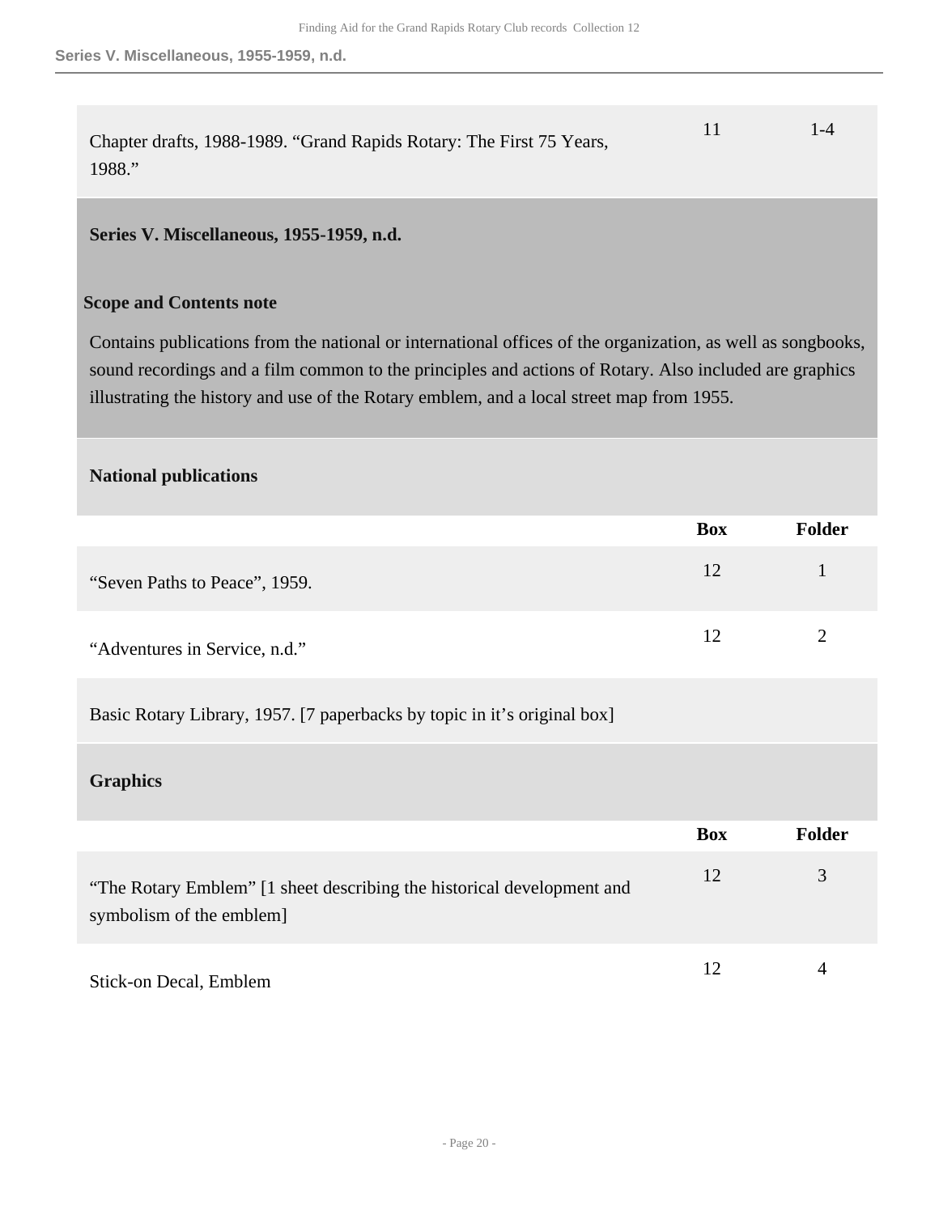| | Box | Folder |
|---|---|---|
| Chapter drafts, 1988-1989. “Grand Rapids Rotary: The First 75 Years, 1988.” | 11 | 1-4 |

## Series V. Miscellaneous, 1955-1959, n.d.

### Scope and Contents note

Contains publications from the national or international offices of the organization, as well as songbooks, sound recordings and a film common to the principles and actions of Rotary. Also included are graphics illustrating the history and use of the Rotary emblem, and a local street map from 1955.

### National publications

| | Box | Folder |
|---|---|---|
| “Seven Paths to Peace”, 1959. | 12 | 1 |
| “Adventures in Service, n.d.” | 12 | 2 |
| Basic Rotary Library, 1957. [7 paperbacks by topic in it’s original box] | | |

### Graphics

| | Box | Folder |
|---|---|---|
| “The Rotary Emblem” [1 sheet describing the historical development and symbolism of the emblem] | 12 | 3 |
| Stick-on Decal, Emblem | 12 | 4 |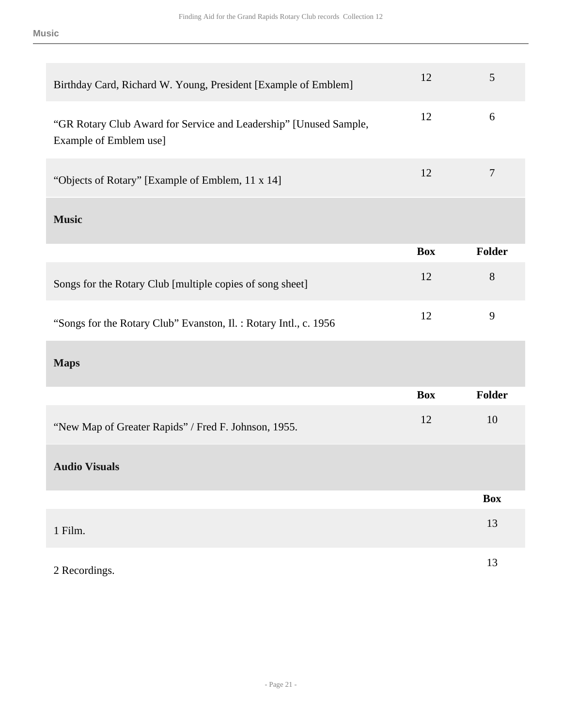| | | |
|---|---|---|
| Birthday Card, Richard W. Young, President [Example of Emblem] | 12 | 5 |
| “GR Rotary Club Award for Service and Leadership” [Unused Sample, Example of Emblem use] | 12 | 6 |
| “Objects of Rotary” [Example of Emblem, 11 x 14] | 12 | 7 |

## Music

| | Box | Folder |
|---|---|---|
| Songs for the Rotary Club [multiple copies of song sheet] | 12 | 8 |
| “Songs for the Rotary Club” Evanston, Il. : Rotary Intl., c. 1956 | 12 | 9 |

## Maps

| | Box | Folder |
|---|---|---|
| “New Map of Greater Rapids” / Fred F. Johnson, 1955. | 12 | 10 |

## Audio Visuals

| | Box |
|---|---|
| 1 Film. | 13 |
| 2 Recordings. | 13 |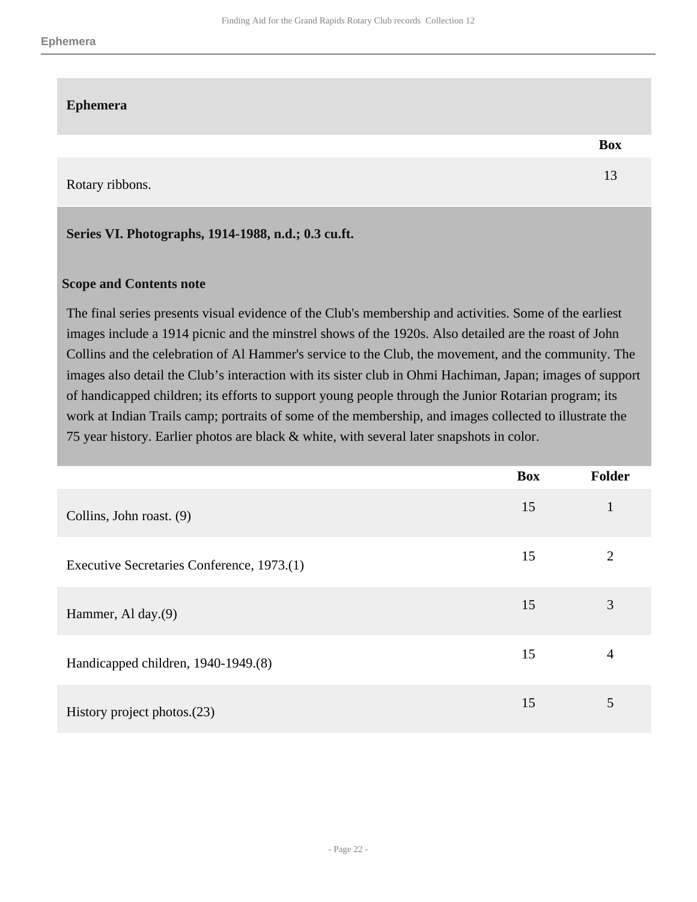## Ephemera

| | Box |
|---|---|
| Rotary ribbons. | 13 |

## Series VI. Photographs, 1914-1988, n.d.; 0.3 cu.ft.

### Scope and Contents note

The final series presents visual evidence of the Club's membership and activities. Some of the earliest images include a 1914 picnic and the minstrel shows of the 1920s. Also detailed are the roast of John Collins and the celebration of Al Hammer's service to the Club, the movement, and the community. The images also detail the Club's interaction with its sister club in Ohmi Hachiman, Japan; images of support of handicapped children; its efforts to support young people through the Junior Rotarian program; its work at Indian Trails camp; portraits of some of the membership, and images collected to illustrate the 75 year history. Earlier photos are black & white, with several later snapshots in color.

| | Box | Folder |
|---|---|---|
| Collins, John roast. (9) | 15 | 1 |
| Executive Secretaries Conference, 1973.(1) | 15 | 2 |
| Hammer, Al day.(9) | 15 | 3 |
| Handicapped children, 1940-1949.(8) | 15 | 4 |
| History project photos.(23) | 15 | 5 |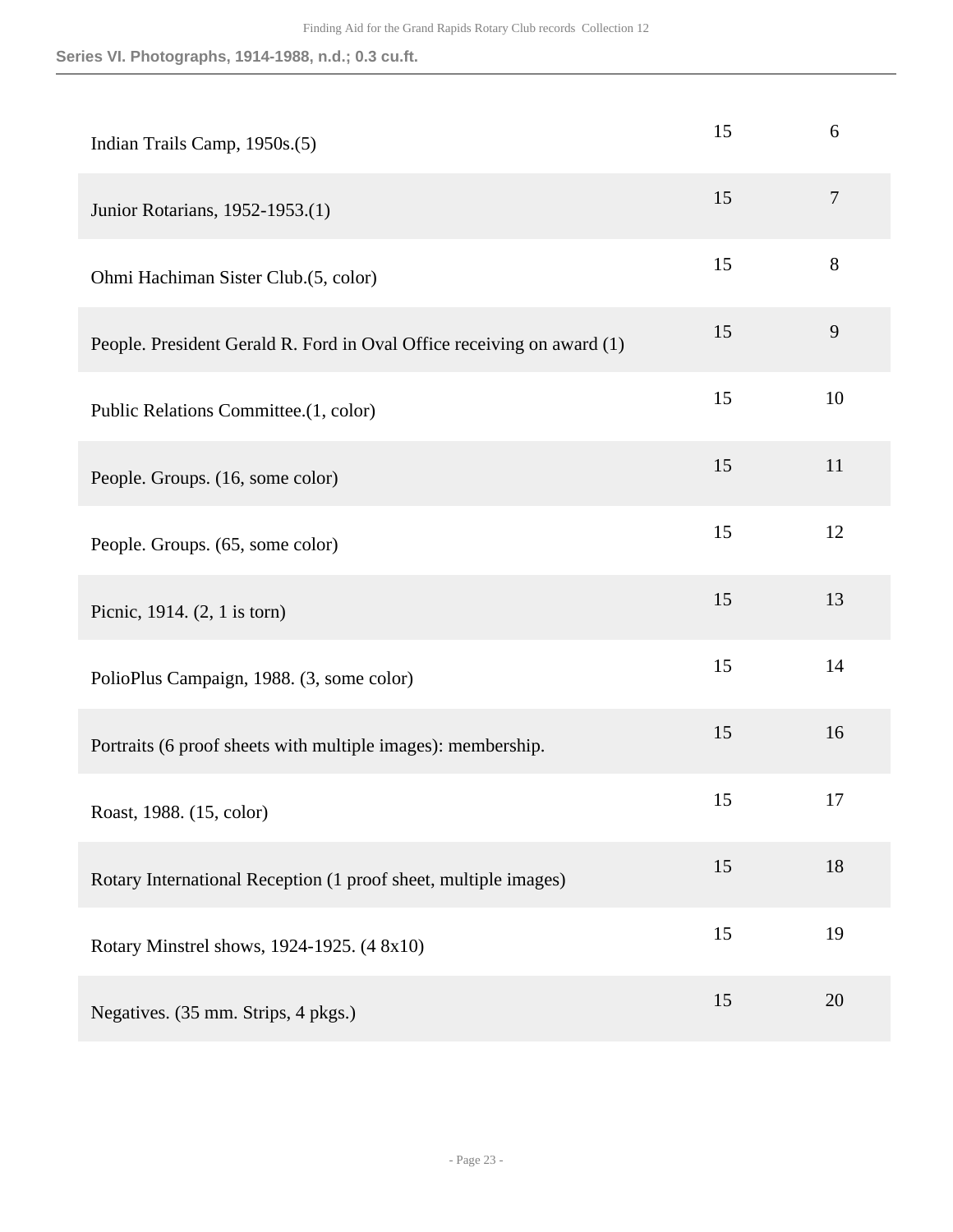**Series VI. Photographs, 1914-1988, n.d.; 0.3 cu.ft.**

| | | |
|---|---|---|
| Indian Trails Camp, 1950s.(5) | 15 | 6 |
| Junior Rotarians, 1952-1953.(1) | 15 | 7 |
| Ohmi Hachiman Sister Club.(5, color) | 15 | 8 |
| People. President Gerald R. Ford in Oval Office receiving on award (1) | 15 | 9 |
| Public Relations Committee.(1, color) | 15 | 10 |
| People. Groups. (16, some color) | 15 | 11 |
| People. Groups. (65, some color) | 15 | 12 |
| Picnic, 1914. (2, 1 is torn) | 15 | 13 |
| PolioPlus Campaign, 1988. (3, some color) | 15 | 14 |
| Portraits (6 proof sheets with multiple images): membership. | 15 | 16 |
| Roast, 1988. (15, color) | 15 | 17 |
| Rotary International Reception (1 proof sheet, multiple images) | 15 | 18 |
| Rotary Minstrel shows, 1924-1925. (4 8x10) | 15 | 19 |
| Negatives. (35 mm. Strips, 4 pkgs.) | 15 | 20 |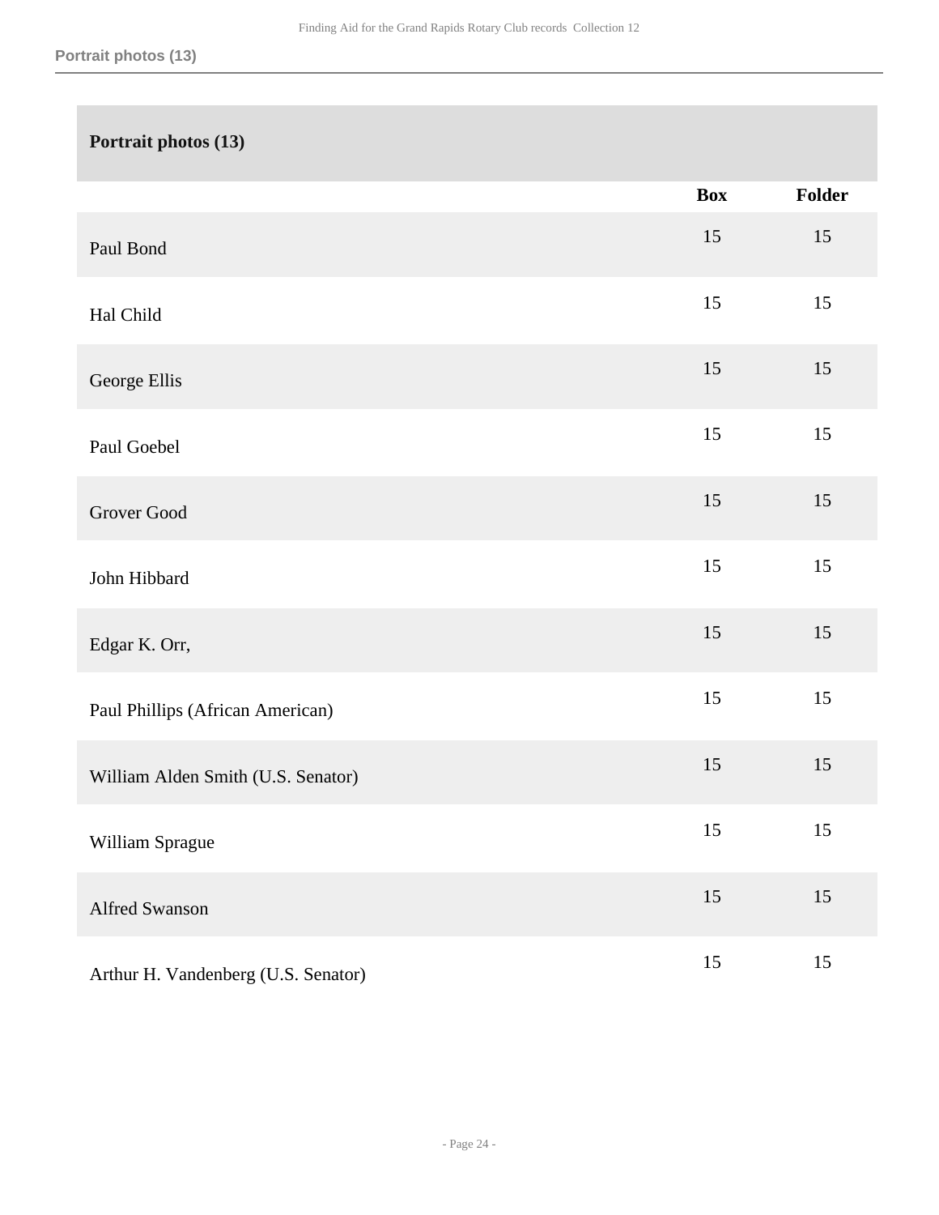## Portrait photos (13)

| | Box | Folder |
|---|---|---|
| Paul Bond | 15 | 15 |
| Hal Child | 15 | 15 |
| George Ellis | 15 | 15 |
| Paul Goebel | 15 | 15 |
| Grover Good | 15 | 15 |
| John Hibbard | 15 | 15 |
| Edgar K. Orr, | 15 | 15 |
| Paul Phillips (African American) | 15 | 15 |
| William Alden Smith (U.S. Senator) | 15 | 15 |
| William Sprague | 15 | 15 |
| Alfred Swanson | 15 | 15 |
| Arthur H. Vandenberg (U.S. Senator) | 15 | 15 |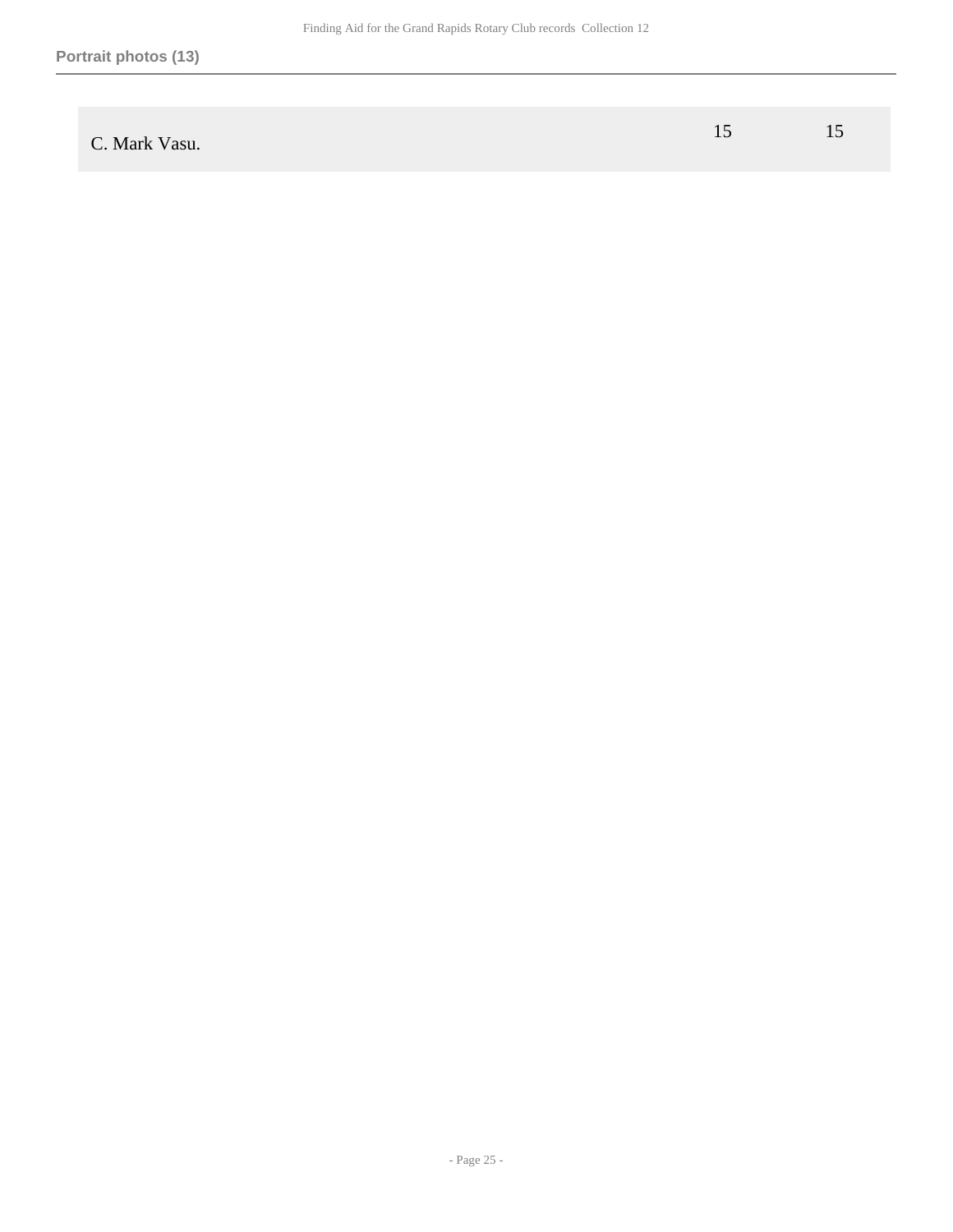Portrait photos (13)

| | | |
|---|---|---|
| C. Mark Vasu. | 15 | 15 |